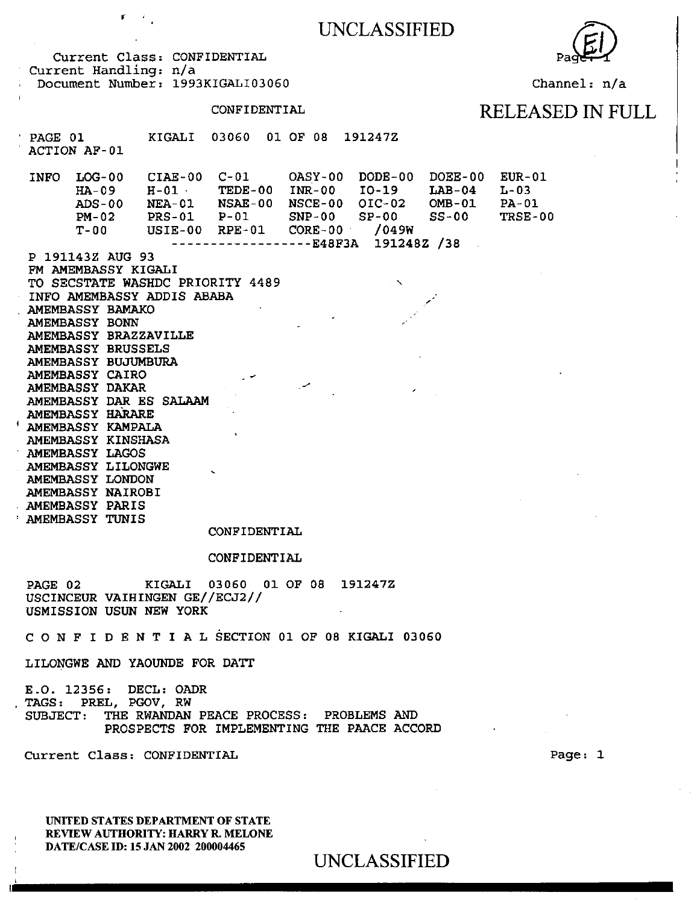UNCLASSIFIED

Current Class: CONFIDENTIAL
Current Handling: n/a
Document Number: 1993KIGALI03060

Channel: n/a

CONFIDENTIAL

RELEASED IN FULL

```
PAGE 01        KIGALI  03060  01 OF 08  191247Z
ACTION AF-01

INFO  LOG-00    CIAE-00  C-01     OASY-00  DODE-00  DOEE-00  EUR-01
      HA-09     H-01     TEDE-00  INR-00   IO-19    LAB-04   L-03
      ADS-00    NEA-01   NSAE-00  NSCE-00  OIC-02   OMB-01   PA-01
      PM-02     PRS-01   P-01     SNP-00   SP-00    SS-00    TRSE-00
      T-00      USIE-00  RPE-01   CORE-00   /049W
                ------------------E48F3A  191248Z /38
```

P 191143Z AUG 93
FM AMEMBASSY KIGALI
TO SECSTATE WASHDC PRIORITY 4489
INFO AMEMBASSY ADDIS ABABA
AMEMBASSY BAMAKO
AMEMBASSY BONN
AMEMBASSY BRAZZAVILLE
AMEMBASSY BRUSSELS
AMEMBASSY BUJUMBURA
AMEMBASSY CAIRO
AMEMBASSY DAKAR
AMEMBASSY DAR ES SALAAM
AMEMBASSY HARARE
AMEMBASSY KAMPALA
AMEMBASSY KINSHASA
AMEMBASSY LAGOS
AMEMBASSY LILONGWE
AMEMBASSY LONDON
AMEMBASSY NAIROBI
AMEMBASSY PARIS
AMEMBASSY TUNIS

CONFIDENTIAL

CONFIDENTIAL

PAGE 02        KIGALI  03060  01 OF 08  191247Z
USCINCEUR VAIHINGEN GE//ECJ2//
USMISSION USUN NEW YORK

C O N F I D E N T I A L SECTION 01 OF 08 KIGALI 03060

LILONGWE AND YAOUNDE FOR DATT

E.O. 12356: DECL: OADR
TAGS: PREL, PGOV, RW
SUBJECT: THE RWANDAN PEACE PROCESS: PROBLEMS AND PROSPECTS FOR IMPLEMENTING THE PAACE ACCORD

Current Class: CONFIDENTIAL

UNITED STATES DEPARTMENT OF STATE
REVIEW AUTHORITY: HARRY R. MELONE
DATE/CASE ID: 15 JAN 2002 200004465

UNCLASSIFIED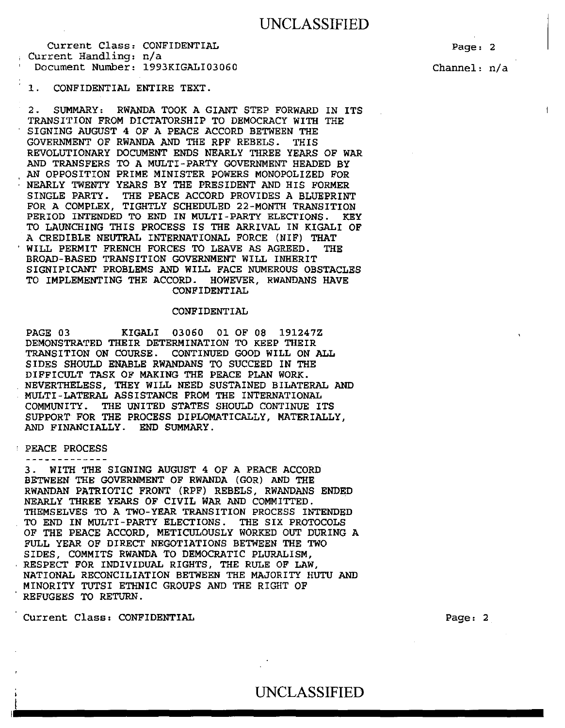Current Class: CONFIDENTIAL
Current Handling: n/a
Document Number: 1993KIGALI03060

Channel: n/a

1. CONFIDENTIAL ENTIRE TEXT.

2. SUMMARY: RWANDA TOOK A GIANT STEP FORWARD IN ITS TRANSITION FROM DICTATORSHIP TO DEMOCRACY WITH THE SIGNING AUGUST 4 OF A PEACE ACCORD BETWEEN THE GOVERNMENT OF RWANDA AND THE RPF REBELS. THIS REVOLUTIONARY DOCUMENT ENDS NEARLY THREE YEARS OF WAR AND TRANSFERS TO A MULTI-PARTY GOVERNMENT HEADED BY AN OPPOSITION PRIME MINISTER POWERS MONOPOLIZED FOR NEARLY TWENTY YEARS BY THE PRESIDENT AND HIS FORMER SINGLE PARTY. THE PEACE ACCORD PROVIDES A BLUEPRINT FOR A COMPLEX, TIGHTLY SCHEDULED 22-MONTH TRANSITION PERIOD INTENDED TO END IN MULTI-PARTY ELECTIONS. KEY TO LAUNCHING THIS PROCESS IS THE ARRIVAL IN KIGALI OF A CREDIBLE NEUTRAL INTERNATIONAL FORCE (NIF) THAT WILL PERMIT FRENCH FORCES TO LEAVE AS AGREED. THE BROAD-BASED TRANSITION GOVERNMENT WILL INHERIT SIGNIFICANT PROBLEMS AND WILL FACE NUMEROUS OBSTACLES TO IMPLEMENTING THE ACCORD. HOWEVER, RWANDANS HAVE
CONFIDENTIAL

CONFIDENTIAL

PAGE 03 KIGALI 03060 01 OF 08 191247Z
DEMONSTRATED THEIR DETERMINATION TO KEEP THEIR TRANSITION ON COURSE. CONTINUED GOOD WILL ON ALL SIDES SHOULD ENABLE RWANDANS TO SUCCEED IN THE DIFFICULT TASK OF MAKING THE PEACE PLAN WORK. NEVERTHELESS, THEY WILL NEED SUSTAINED BILATERAL AND MULTI-LATERAL ASSISTANCE FROM THE INTERNATIONAL COMMUNITY. THE UNITED STATES SHOULD CONTINUE ITS SUPPORT FOR THE PROCESS DIPLOMATICALLY, MATERIALLY, AND FINANCIALLY. END SUMMARY.

PEACE PROCESS
-------------

3. WITH THE SIGNING AUGUST 4 OF A PEACE ACCORD BETWEEN THE GOVERNMENT OF RWANDA (GOR) AND THE RWANDAN PATRIOTIC FRONT (RPF) REBELS, RWANDANS ENDED NEARLY THREE YEARS OF CIVIL WAR AND COMMITTED. THEMSELVES TO A TWO-YEAR TRANSITION PROCESS INTENDED TO END IN MULTI-PARTY ELECTIONS. THE SIX PROTOCOLS OF THE PEACE ACCORD, METICULOUSLY WORKED OUT DURING A FULL YEAR OF DIRECT NEGOTIATIONS BETWEEN THE TWO SIDES, COMMITS RWANDA TO DEMOCRATIC PLURALISM, RESPECT FOR INDIVIDUAL RIGHTS, THE RULE OF LAW, NATIONAL RECONCILIATION BETWEEN THE MAJORITY HUTU AND MINORITY TUTSI ETHNIC GROUPS AND THE RIGHT OF REFUGEES TO RETURN.

Current Class: CONFIDENTIAL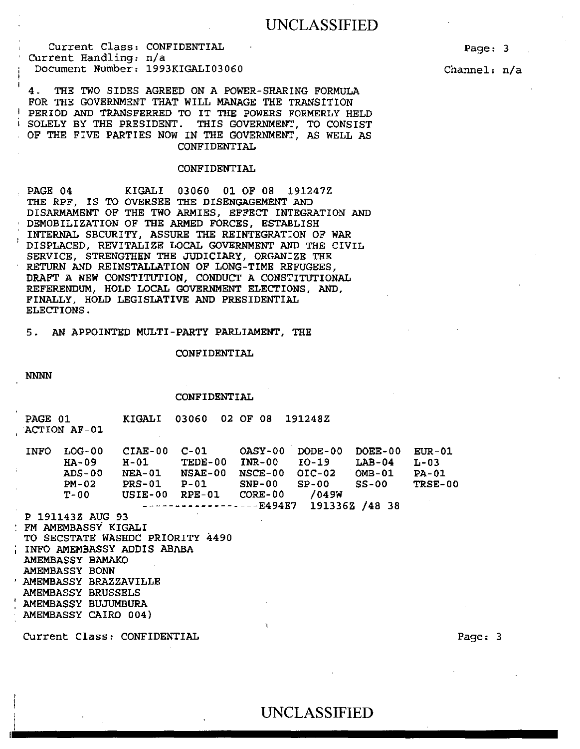4. THE TWO SIDES AGREED ON A POWER-SHARING FORMULA FOR THE GOVERNMENT THAT WILL MANAGE THE TRANSITION PERIOD AND TRANSFERRED TO IT THE POWERS FORMERLY HELD SOLELY BY THE PRESIDENT. THIS GOVERNMENT, TO CONSIST OF THE FIVE PARTIES NOW IN THE GOVERNMENT, AS WELL AS

CONFIDENTIAL

CONFIDENTIAL

PAGE 04 KIGALI 03060 01 OF 08 191247Z

THE RPF, IS TO OVERSEE THE DISENGAGEMENT AND DISARMAMENT OF THE TWO ARMIES, EFFECT INTEGRATION AND DEMOBILIZATION OF THE ARMED FORCES, ESTABLISH INTERNAL SECURITY, ASSURE THE REINTEGRATION OF WAR DISPLACED, REVITALIZE LOCAL GOVERNMENT AND THE CIVIL SERVICE, STRENGTHEN THE JUDICIARY, ORGANIZE THE RETURN AND REINSTALLATION OF LONG-TIME REFUGEES, DRAFT A NEW CONSTITUTION, CONDUCT A CONSTITUTIONAL REFERENDUM, HOLD LOCAL GOVERNMENT ELECTIONS, AND, FINALLY, HOLD LEGISLATIVE AND PRESIDENTIAL ELECTIONS.

5. AN APPOINTED MULTI-PARTY PARLIAMENT, THE

CONFIDENTIAL

NNNN

CONFIDENTIAL

PAGE 01 KIGALI 03060 02 OF 08 191248Z

ACTION AF-01

```
INFO  LOG-00   CIAE-00  C-01     OASY-00  DODE-00  DOEE-00  EUR-01
      HA-09    H-01     TEDE-00  INR-00   IO-19    LAB-04   L-03
      ADS-00   NEA-01   NSAE-00  NSCE-00  OIC-02   OMB-01   PA-01
      PM-02    PRS-01   P-01     SNP-00   SP-00    SS-00    TRSE-00
      T-00     USIE-00  RPE-01   CORE-00   /049W
                    ------------------E494E7  191336Z /48 38
```

P 191143Z AUG 93

FM AMEMBASSY KIGALI

TO SECSTATE WASHDC PRIORITY 4490

INFO AMEMBASSY ADDIS ABABA

AMEMBASSY BAMAKO

AMEMBASSY BONN

AMEMBASSY BRAZZAVILLE

AMEMBASSY BRUSSELS

AMEMBASSY BUJUMBURA

AMEMBASSY CAIRO 004)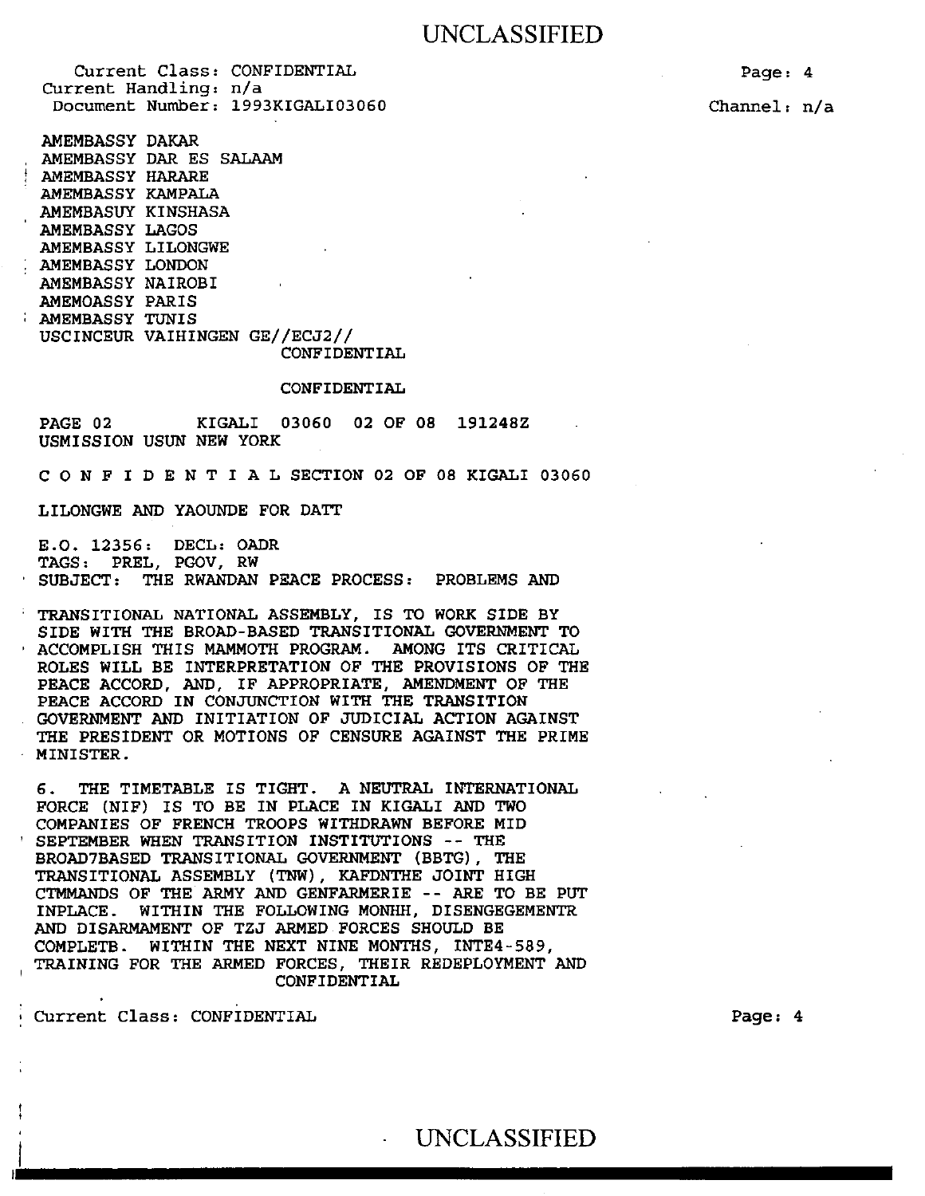Current Class: CONFIDENTIAL
Current Handling: n/a
Document Number: 1993KIGALI03060

Channel: n/a

AMEMBASSY DAKAR
AMEMBASSY DAR ES SALAAM
AMEMBASSY HARARE
AMEMBASSY KAMPALA
AMEMBASUY KINSHASA
AMEMBASSY LAGOS
AMEMBASSY LILONGWE
AMEMBASSY LONDON
AMEMBASSY NAIROBI
AMEMOASSY PARIS
AMEMBASSY TUNIS
USCINCEUR VAIHINGEN GE//ECJ2//
CONFIDENTIAL

CONFIDENTIAL

PAGE 02 KIGALI 03060 02 OF 08 191248Z
USMISSION USUN NEW YORK

C O N F I D E N T I A L SECTION 02 OF 08 KIGALI 03060

LILONGWE AND YAOUNDE FOR DATT

E.O. 12356: DECL: OADR
TAGS: PREL, PGOV, RW
SUBJECT: THE RWANDAN PEACE PROCESS: PROBLEMS AND

TRANSITIONAL NATIONAL ASSEMBLY, IS TO WORK SIDE BY SIDE WITH THE BROAD-BASED TRANSITIONAL GOVERNMENT TO ACCOMPLISH THIS MAMMOTH PROGRAM. AMONG ITS CRITICAL ROLES WILL BE INTERPRETATION OF THE PROVISIONS OF THE PEACE ACCORD, AND, IF APPROPRIATE, AMENDMENT OF THE PEACE ACCORD IN CONJUNCTION WITH THE TRANSITION GOVERNMENT AND INITIATION OF JUDICIAL ACTION AGAINST THE PRESIDENT OR MOTIONS OF CENSURE AGAINST THE PRIME MINISTER.

6. THE TIMETABLE IS TIGHT. A NEUTRAL INTERNATIONAL FORCE (NIF) IS TO BE IN PLACE IN KIGALI AND TWO COMPANIES OF FRENCH TROOPS WITHDRAWN BEFORE MID SEPTEMBER WHEN TRANSITION INSTITUTIONS -- THE BROAD7BASED TRANSITIONAL GOVERNMENT (BBTG), THE TRANSITIONAL ASSEMBLY (TNW), KAFDNTHE JOINT HIGH CTMMANDS OF THE ARMY AND GENFARMERIE -- ARE TO BE PUT INPLACE. WITHIN THE FOLLOWING MONHH, DISENGEGEMENTR AND DISARMAMENT OF TZJ ARMED FORCES SHOULD BE COMPLETB. WITHIN THE NEXT NINE MONTHS, INTE4-589, TRAINING FOR THE ARMED FORCES, THEIR REDEPLOYMENT AND
CONFIDENTIAL

Current Class: CONFIDENTIAL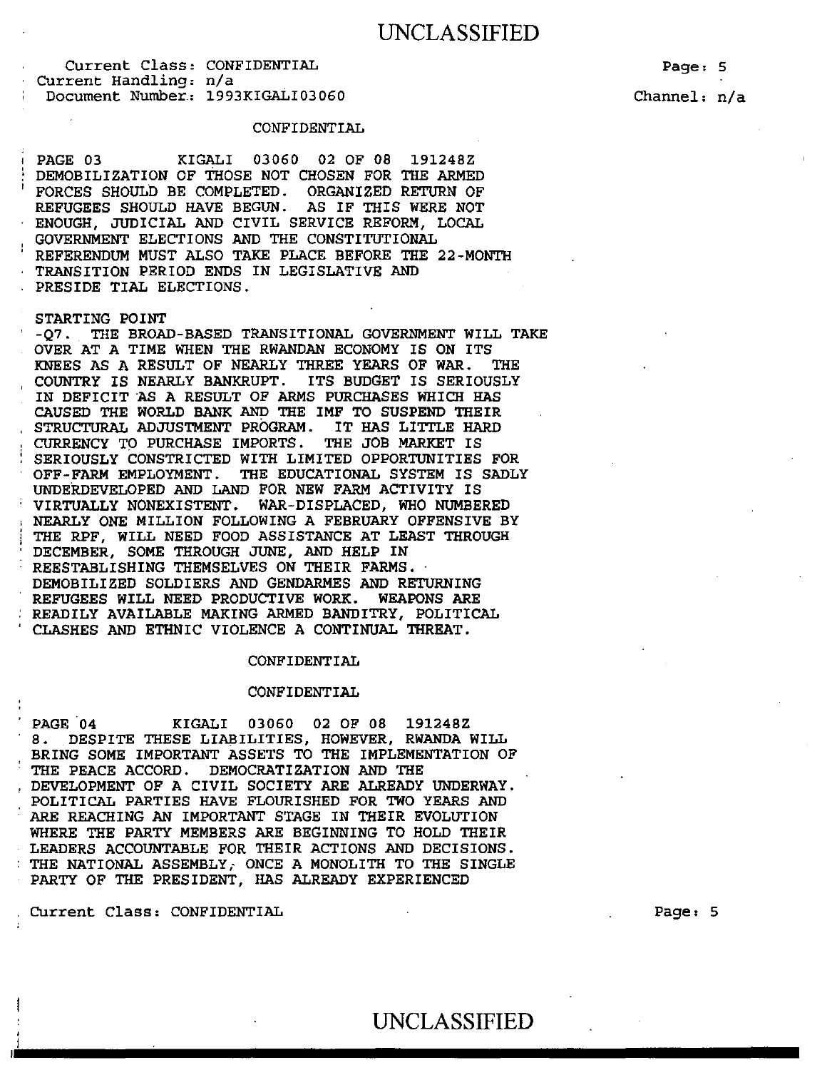CONFIDENTIAL

PAGE 03 KIGALI 03060 02 OF 08 191248Z
DEMOBILIZATION OF THOSE NOT CHOSEN FOR THE ARMED FORCES SHOULD BE COMPLETED. ORGANIZED RETURN OF REFUGEES SHOULD HAVE BEGUN. AS IF THIS WERE NOT ENOUGH, JUDICIAL AND CIVIL SERVICE REFORM, LOCAL GOVERNMENT ELECTIONS AND THE CONSTITUTIONAL REFERENDUM MUST ALSO TAKE PLACE BEFORE THE 22-MONTH TRANSITION PERIOD ENDS IN LEGISLATIVE AND PRESIDE TIAL ELECTIONS.

STARTING POINT

-Q7. THE BROAD-BASED TRANSITIONAL GOVERNMENT WILL TAKE OVER AT A TIME WHEN THE RWANDAN ECONOMY IS ON ITS KNEES AS A RESULT OF NEARLY THREE YEARS OF WAR. THE COUNTRY IS NEARLY BANKRUPT. ITS BUDGET IS SERIOUSLY IN DEFICIT AS A RESULT OF ARMS PURCHASES WHICH HAS CAUSED THE WORLD BANK AND THE IMF TO SUSPEND THEIR STRUCTURAL ADJUSTMENT PROGRAM. IT HAS LITTLE HARD CURRENCY TO PURCHASE IMPORTS. THE JOB MARKET IS SERIOUSLY CONSTRICTED WITH LIMITED OPPORTUNITIES FOR OFF-FARM EMPLOYMENT. THE EDUCATIONAL SYSTEM IS SADLY UNDERDEVELOPED AND LAND FOR NEW FARM ACTIVITY IS VIRTUALLY NONEXISTENT. WAR-DISPLACED, WHO NUMBERED NEARLY ONE MILLION FOLLOWING A FEBRUARY OFFENSIVE BY THE RPF, WILL NEED FOOD ASSISTANCE AT LEAST THROUGH DECEMBER, SOME THROUGH JUNE, AND HELP IN REESTABLISHING THEMSELVES ON THEIR FARMS. DEMOBILIZED SOLDIERS AND GENDARMES AND RETURNING REFUGEES WILL NEED PRODUCTIVE WORK. WEAPONS ARE READILY AVAILABLE MAKING ARMED BANDITRY, POLITICAL CLASHES AND ETHNIC VIOLENCE A CONTINUAL THREAT.

CONFIDENTIAL

CONFIDENTIAL

PAGE 04 KIGALI 03060 02 OF 08 191248Z
8. DESPITE THESE LIABILITIES, HOWEVER, RWANDA WILL BRING SOME IMPORTANT ASSETS TO THE IMPLEMENTATION OF THE PEACE ACCORD. DEMOCRATIZATION AND THE DEVELOPMENT OF A CIVIL SOCIETY ARE ALREADY UNDERWAY. POLITICAL PARTIES HAVE FLOURISHED FOR TWO YEARS AND ARE REACHING AN IMPORTANT STAGE IN THEIR EVOLUTION WHERE THE PARTY MEMBERS ARE BEGINNING TO HOLD THEIR LEADERS ACCOUNTABLE FOR THEIR ACTIONS AND DECISIONS. THE NATIONAL ASSEMBLY, ONCE A MONOLITH TO THE SINGLE PARTY OF THE PRESIDENT, HAS ALREADY EXPERIENCED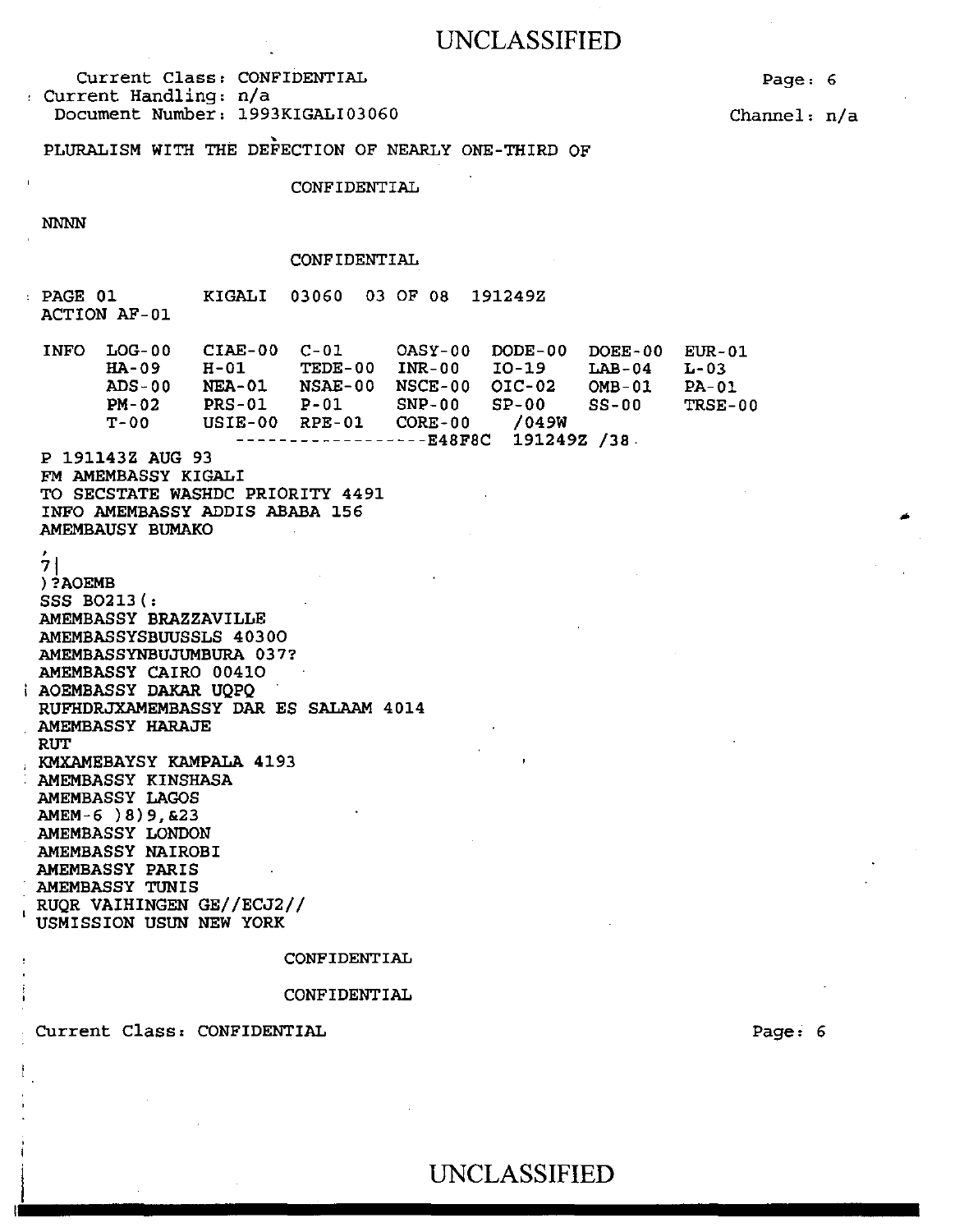Current Class: CONFIDENTIAL
Current Handling: n/a
Document Number: 1993KIGALI03060

Channel: n/a

PLURALISM WITH THE DEFECTION OF NEARLY ONE-THIRD OF

CONFIDENTIAL

NNNN

CONFIDENTIAL

PAGE 01 KIGALI 03060 03 OF 08 191249Z
ACTION AF-01

```
INFO  LOG-00   CIAE-00  C-01     OASY-00  DODE-00  DOEE-00  EUR-01
      HA-09    H-01     TEDE-00  INR-00   IO-19    LAB-04   L-03
      ADS-00   NEA-01   NSAE-00  NSCE-00  OIC-02   OMB-01   PA-01
      PM-02    PRS-01   P-01     SNP-00   SP-00    SS-00    TRSE-00
      T-00     USIE-00  RPE-01   CORE-00   /049W
                 ------------------E48F8C  191249Z /38
```

P 191143Z AUG 93
FM AMEMBASSY KIGALI
TO SECSTATE WASHDC PRIORITY 4491
INFO AMEMBASSY ADDIS ABABA 156
AMEMBAUSY BUMAKO
,
7|
)?AOEMB
SSS BO213(:
AMEMBASSY BRAZZAVILLE
AMEMBASSYSBUUSSLS 40300
AMEMBASSYNBUJUMBURA 037?
AMEMBASSY CAIRO 00410
AOEMBASSY DAKAR UQPQ
RUFHDRJXAMEMBASSY DAR ES SALAAM 4014
AMEMBASSY HARAJE
RUT
KMXAMEBAYSY KAMPALA 4193
AMEMBASSY KINSHASA
AMEMBASSY LAGOS
AMEM-6 )8)9,&23
AMEMBASSY LONDON
AMEMBASSY NAIROBI
AMEMBASSY PARIS
AMEMBASSY TUNIS
RUQR VAIHINGEN GE//ECJ2//
USMISSION USUN NEW YORK

CONFIDENTIAL

CONFIDENTIAL

Current Class: CONFIDENTIAL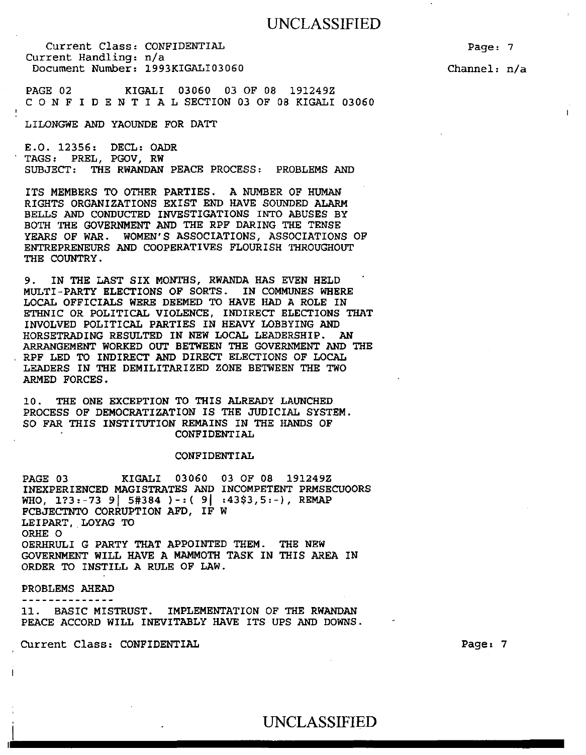Current Class: CONFIDENTIAL
Current Handling: n/a
Document Number: 1993KIGALI03060

Channel: n/a

PAGE 02 KIGALI 03060 03 OF 08 191249Z
C O N F I D E N T I A L SECTION 03 OF 08 KIGALI 03060

LILONGWE AND YAOUNDE FOR DATT

E.O. 12356: DECL: OADR
TAGS: PREL, PGOV, RW
SUBJECT: THE RWANDAN PEACE PROCESS: PROBLEMS AND

ITS MEMBERS TO OTHER PARTIES. A NUMBER OF HUMAN RIGHTS ORGANIZATIONS EXIST END HAVE SOUNDED ALARM BELLS AND CONDUCTED INVESTIGATIONS INTO ABUSES BY BOTH THE GOVERNMENT AND THE RPF DARING THE TENSE YEARS OF WAR. WOMEN'S ASSOCIATIONS, ASSOCIATIONS OF ENTREPRENEURS AND COOPERATIVES FLOURISH THROUGHOUT THE COUNTRY.

9. IN THE LAST SIX MONTHS, RWANDA HAS EVEN HELD MULTI-PARTY ELECTIONS OF SORTS. IN COMMUNES WHERE LOCAL OFFICIALS WERE DEEMED TO HAVE HAD A ROLE IN ETHNIC OR POLITICAL VIOLENCE, INDIRECT ELECTIONS THAT INVOLVED POLITICAL PARTIES IN HEAVY LOBBYING AND HORSETRADING RESULTED IN NEW LOCAL LEADERSHIP. AN ARRANGEMENT WORKED OUT BETWEEN THE GOVERNMENT AND THE RPF LED TO INDIRECT AND DIRECT ELECTIONS OF LOCAL LEADERS IN THE DEMILITARIZED ZONE BETWEEN THE TWO ARMED FORCES.

10. THE ONE EXCEPTION TO THIS ALREADY LAUNCHED PROCESS OF DEMOCRATIZATION IS THE JUDICIAL SYSTEM. SO FAR THIS INSTITUTION REMAINS IN THE HANDS OF
CONFIDENTIAL

CONFIDENTIAL

PAGE 03 KIGALI 03060 03 OF 08 191249Z
INEXPERIENCED MAGISTRATES AND INCOMPETENT PRMSECUOORS WHO, 1?3:-73 9| 5#384 )-:( 9| :43$3,5:-), REMAP FCBJECTNTO CORRUPTION AFD, IF W
LEIPART, LOYAG TO
ORHE O
OERHRULI G PARTY THAT APPOINTED THEM. THE NEW GOVERNMENT WILL HAVE A MAMMOTH TASK IN THIS AREA IN ORDER TO INSTILL A RULE OF LAW.

PROBLEMS AHEAD
--------------
11. BASIC MISTRUST. IMPLEMENTATION OF THE RWANDAN PEACE ACCORD WILL INEVITABLY HAVE ITS UPS AND DOWNS.

Current Class: CONFIDENTIAL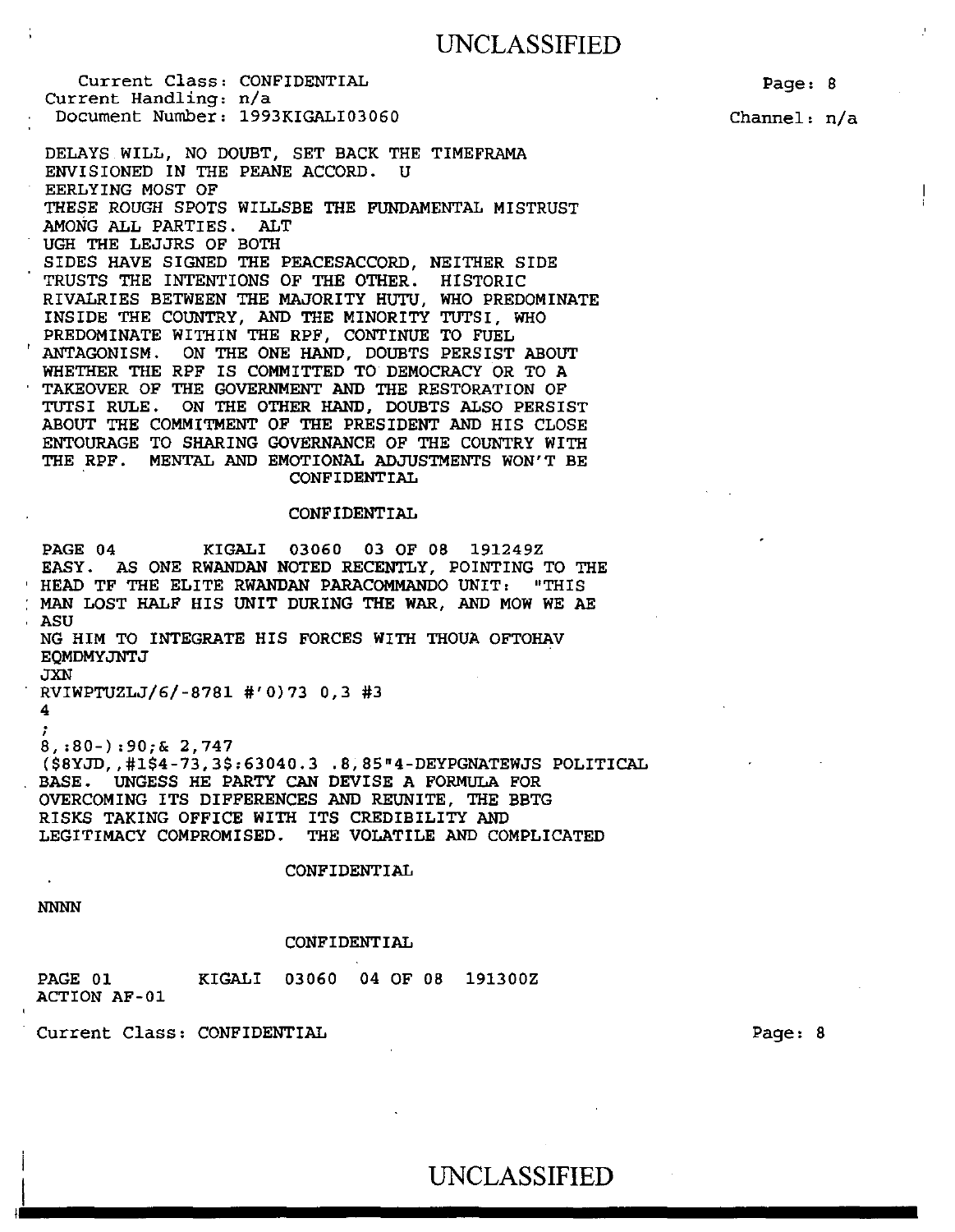Current Class: CONFIDENTIAL
Current Handling: n/a
Document Number: 1993KIGALI03060

Channel: n/a

DELAYS WILL, NO DOUBT, SET BACK THE TIMEFRAMA
ENVISIONED IN THE PEANE ACCORD. U
EERLYING MOST OF
THESE ROUGH SPOTS WILLSBE THE FUNDAMENTAL MISTRUST
AMONG ALL PARTIES. ALT
UGH THE LEJJRS OF BOTH
SIDES HAVE SIGNED THE PEACESACCORD, NEITHER SIDE
TRUSTS THE INTENTIONS OF THE OTHER. HISTORIC
RIVALRIES BETWEEN THE MAJORITY HUTU, WHO PREDOMINATE
INSIDE THE COUNTRY, AND THE MINORITY TUTSI, WHO
PREDOMINATE WITHIN THE RPF, CONTINUE TO FUEL
ANTAGONISM. ON THE ONE HAND, DOUBTS PERSIST ABOUT
WHETHER THE RPF IS COMMITTED TO DEMOCRACY OR TO A
TAKEOVER OF THE GOVERNMENT AND THE RESTORATION OF
TUTSI RULE. ON THE OTHER HAND, DOUBTS ALSO PERSIST
ABOUT THE COMMITMENT OF THE PRESIDENT AND HIS CLOSE
ENTOURAGE TO SHARING GOVERNANCE OF THE COUNTRY WITH
THE RPF. MENTAL AND EMOTIONAL ADJUSTMENTS WON'T BE
CONFIDENTIAL

CONFIDENTIAL

PAGE 04 KIGALI 03060 03 OF 08 191249Z
EASY. AS ONE RWANDAN NOTED RECENTLY, POINTING TO THE
HEAD TF THE ELITE RWANDAN PARACOMMANDO UNIT: "THIS
MAN LOST HALF HIS UNIT DURING THE WAR, AND MOW WE AE
ASU
NG HIM TO INTEGRATE HIS FORCES WITH THOUA OFTOHAV
EQMDMYJNTJ
JXN
RVIWPTUZLJ/6/-8781 #')73 0,3 #3
4
;
8,:80-):90;& 2,747
($8YJD,,#1$4-73,3$:63040.3 .8,85"4-DEYPGNATEWJS POLITICAL
BASE. UNGESS HE PARTY CAN DEVISE A FORMULA FOR
OVERCOMING ITS DIFFERENCES AND REUNITE, THE BBTG
RISKS TAKING OFFICE WITH ITS CREDIBILITY AND
LEGITIMACY COMPROMISED. THE VOLATILE AND COMPLICATED

CONFIDENTIAL

NNNN

CONFIDENTIAL

PAGE 01 KIGALI 03060 04 OF 08 191300Z
ACTION AF-01

Current Class: CONFIDENTIAL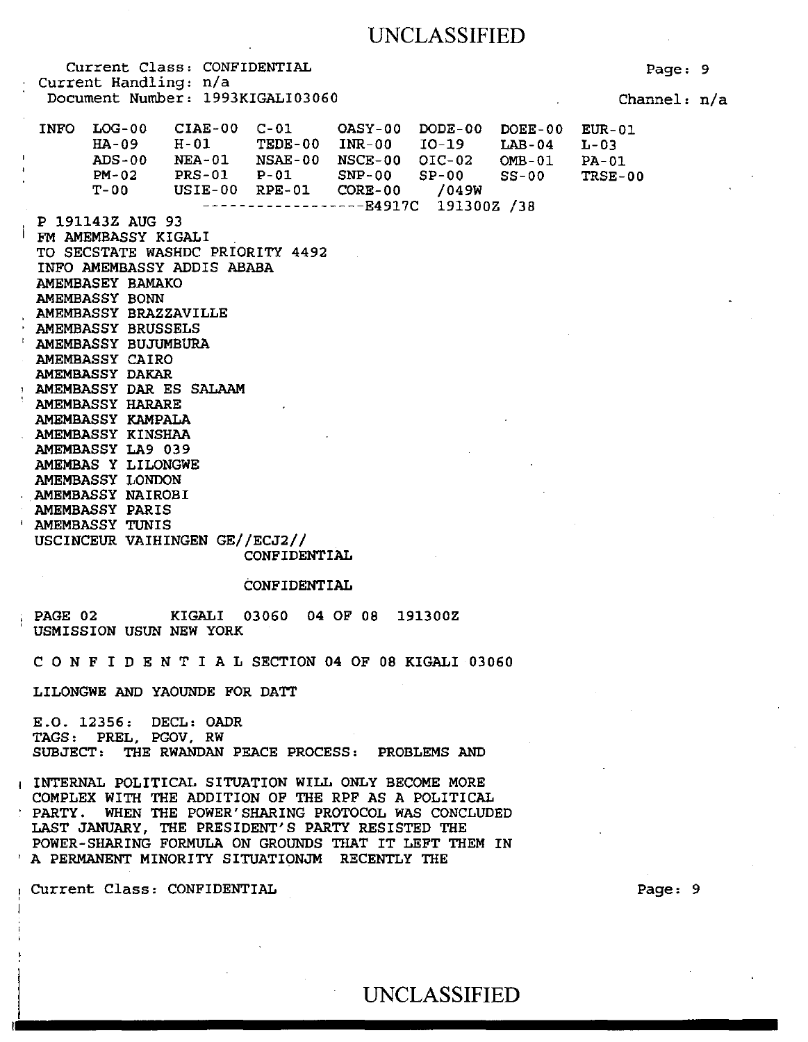Current Class: CONFIDENTIAL
Current Handling: n/a
Document Number: 1993KIGALI03060

Channel: n/a

```
INFO  LOG-00   CIAE-00  C-01     OASY-00  DODE-00  DOEE-00  EUR-01
      HA-09    H-01     TEDE-00  INR-00   IO-19    LAB-04   L-03
      ADS-00   NEA-01   NSAE-00  NSCE-00  OIC-02   OMB-01   PA-01
      PM-02    PRS-01   P-01     SNP-00   SP-00    SS-00    TRSE-00
      T-00     USIE-00  RPE-01   CORE-00   /049W
                  ------------------E4917C  191300Z /38
```

P 191143Z AUG 93
FM AMEMBASSY KIGALI
TO SECSTATE WASHDC PRIORITY 4492
INFO AMEMBASSY ADDIS ABABA
AMEMBASEY BAMAKO
AMEMBASSY BONN
AMEMBASSY BRAZZAVILLE
AMEMBASSY BRUSSELS
AMEMBASSY BUJUMBURA
AMEMBASSY CAIRO
AMEMBASSY DAKAR
AMEMBASSY DAR ES SALAAM
AMEMBASSY HARARE
AMEMBASSY KAMPALA
AMEMBASSY KINSHAA
AMEMBASSY LA9 039
AMEMBAS Y LILONGWE
AMEMBASSY LONDON
AMEMBASSY NAIROBI
AMEMBASSY PARIS
AMEMBASSY TUNIS
USCINCEUR VAIHINGEN GE//ECJ2//

CONFIDENTIAL

CONFIDENTIAL

PAGE 02 KIGALI 03060 04 OF 08 191300Z
USMISSION USUN NEW YORK

C O N F I D E N T I A L SECTION 04 OF 08 KIGALI 03060

LILONGWE AND YAOUNDE FOR DATT

E.O. 12356: DECL: OADR
TAGS: PREL, PGOV, RW
SUBJECT: THE RWANDAN PEACE PROCESS: PROBLEMS AND

INTERNAL POLITICAL SITUATION WILL ONLY BECOME MORE COMPLEX WITH THE ADDITION OF THE RPF AS A POLITICAL PARTY. WHEN THE POWER'SHARING PROTOCOL WAS CONCLUDED LAST JANUARY, THE PRESIDENT'S PARTY RESISTED THE POWER-SHARING FORMULA ON GROUNDS THAT IT LEFT THEM IN A PERMANENT MINORITY SITUATIONJM RECENTLY THE

Current Class: CONFIDENTIAL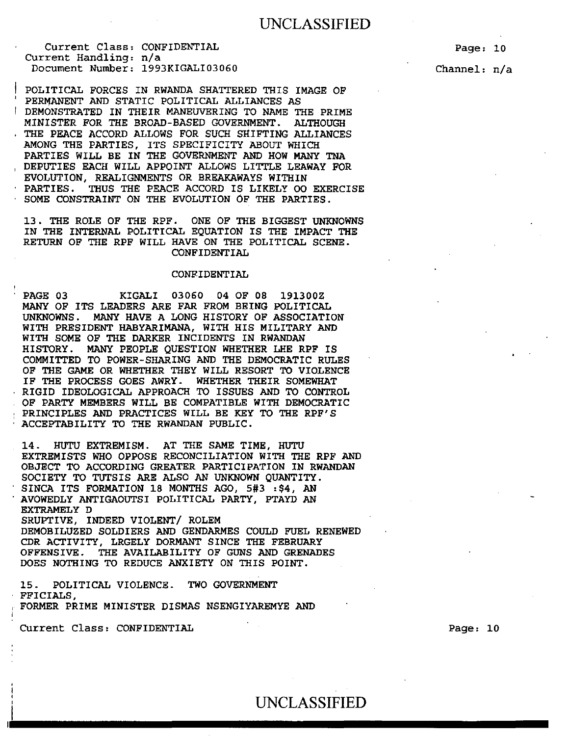Current Class: CONFIDENTIAL
Current Handling: n/a
Document Number: 1993KIGALI03060

Channel: n/a

POLITICAL FORCES IN RWANDA SHATTERED THIS IMAGE OF PERMANENT AND STATIC POLITICAL ALLIANCES AS DEMONSTRATED IN THEIR MANEUVERING TO NAME THE PRIME MINISTER FOR THE BROAD-BASED GOVERNMENT. ALTHOUGH THE PEACE ACCORD ALLOWS FOR SUCH SHIFTING ALLIANCES AMONG THE PARTIES, ITS SPECIFICITY ABOUT WHICH PARTIES WILL BE IN THE GOVERNMENT AND HOW MANY TNA DEPUTIES EACH WILL APPOINT ALLOWS LITTLE LEAWAY FOR EVOLUTION, REALIGNMENTS OR BREAKAWAYS WITHIN PARTIES. THUS THE PEACE ACCORD IS LIKELY OO EXERCISE SOME CONSTRAINT ON THE EVOLUTION OF THE PARTIES.

13. THE ROLE OF THE RPF. ONE OF THE BIGGEST UNKNOWNS IN THE INTERNAL POLITICAL EQUATION IS THE IMPACT THE RETURN OF THE RPF WILL HAVE ON THE POLITICAL SCENE.

CONFIDENTIAL

CONFIDENTIAL

PAGE 03 KIGALI 03060 04 OF 08 191300Z

MANY OF ITS LEADERS ARE FAR FROM BEING POLITICAL UNKNOWNS. MANY HAVE A LONG HISTORY OF ASSOCIATION WITH PRESIDENT HABYARIMANA, WITH HIS MILITARY AND WITH SOME OF THE DARKER INCIDENTS IN RWANDAN HISTORY. MANY PEOPLE QUESTION WHETHER LHE RPF IS COMMITTED TO POWER-SHARING AND THE DEMOCRATIC RULES OF THE GAME OR WHETHER THEY WILL RESORT TO VIOLENCE IF THE PROCESS GOES AWRY. WHETHER THEIR SOMEWHAT RIGID IDEOLOGICAL APPROACH TO ISSUES AND TO CONTROL OF PARTY MEMBERS WILL BE COMPATIBLE WITH DEMOCRATIC PRINCIPLES AND PRACTICES WILL BE KEY TO THE RPF'S ACCEPTABILITY TO THE RWANDAN PUBLIC.

14. HUTU EXTREMISM. AT THE SAME TIME, HUTU EXTREMISTS WHO OPPOSE RECONCILIATION WITH THE RPF AND OBJECT TO ACCORDING GREATER PARTICIPATION IN RWANDAN SOCIETY TO TUTSIS ARE ALSO AN UNKNOWN QUANTITY. SINCA ITS FORMATION 18 MONTHS AGO, 5#3 :$4, AN AVOWEDLY ANTIGAOUTSI POLITICAL PARTY, PTAYD AN EXTRAMELY D
SRUPTIVE, INDEED VIOLENT/ ROLEM
DEMOBILUZED SOLDIERS AND GENDARMES COULD FUEL RENEWED CDR ACTIVITY, LRGELY DORMANT SINCE THE FEBRUARY OFFENSIVE. THE AVAILABILITY OF GUNS AND GRENADES DOES NOTHING TO REDUCE ANXIETY ON THIS POINT.

15. POLITICAL VIOLENCE. TWO GOVERNMENT FFICIALS,
FORMER PRIME MINISTER DISMAS NSENGIYAREMYE AND

Current Class: CONFIDENTIAL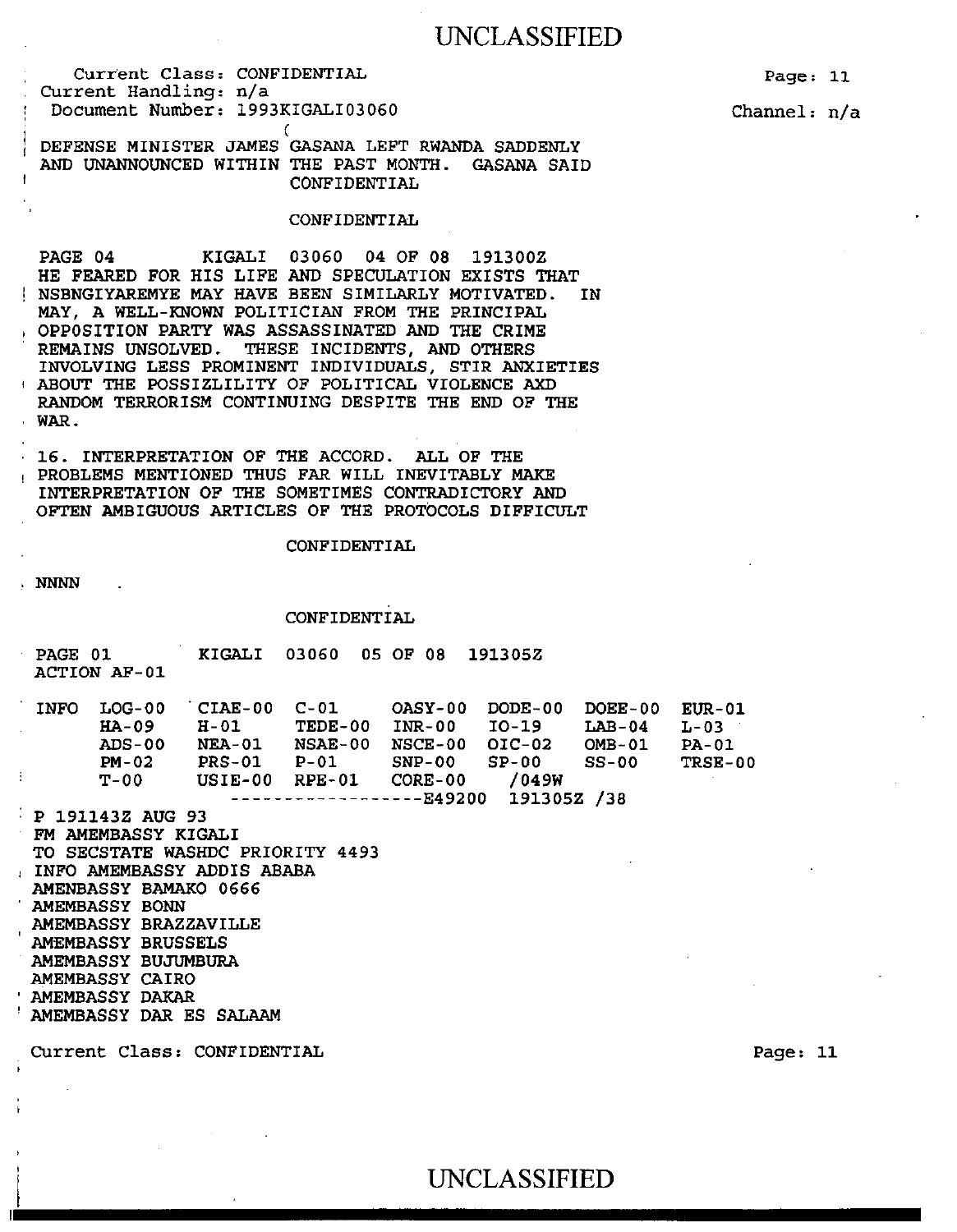Current Class: CONFIDENTIAL
Current Handling: n/a
Document Number: 1993KIGALI03060

Channel: n/a

DEFENSE MINISTER JAMES GASANA LEFT RWANDA SADDENLY AND UNANNOUNCED WITHIN THE PAST MONTH. GASANA SAID
CONFIDENTIAL

CONFIDENTIAL

PAGE 04 KIGALI 03060 04 OF 08 191300Z
HE FEARED FOR HIS LIFE AND SPECULATION EXISTS THAT NSBNGIYAREMYE MAY HAVE BEEN SIMILARLY MOTIVATED. IN MAY, A WELL-KNOWN POLITICIAN FROM THE PRINCIPAL OPPOSITION PARTY WAS ASSASSINATED AND THE CRIME REMAINS UNSOLVED. THESE INCIDENTS, AND OTHERS INVOLVING LESS PROMINENT INDIVIDUALS, STIR ANXIETIES ABOUT THE POSSIZLILITY OF POLITICAL VIOLENCE AXD RANDOM TERRORISM CONTINUING DESPITE THE END OF THE WAR.

16. INTERPRETATION OF THE ACCORD. ALL OF THE PROBLEMS MENTIONED THUS FAR WILL INEVITABLY MAKE INTERPRETATION OF THE SOMETIMES CONTRADICTORY AND OFTEN AMBIGUOUS ARTICLES OF THE PROTOCOLS DIFFICULT

CONFIDENTIAL

NNNN

CONFIDENTIAL

PAGE 01 KIGALI 03060 05 OF 08 191305Z
ACTION AF-01

```
INFO  LOG-00   CIAE-00  C-01     OASY-00  DODE-00  DOEE-00  EUR-01
      HA-09    H-01     TEDE-00  INR-00   IO-19    LAB-04   L-03
      ADS-00   NEA-01   NSAE-00  NSCE-00  OIC-02   OMB-01   PA-01
      PM-02    PRS-01   P-01     SNP-00   SP-00    SS-00    TRSE-00
      T-00     USIE-00  RPE-01   CORE-00  /049W
                    ------------------E49200  191305Z /38
```

P 191143Z AUG 93
FM AMEMBASSY KIGALI
TO SECSTATE WASHDC PRIORITY 4493
INFO AMEMBASSY ADDIS ABABA
AMENBASSY BAMAKO 0666
AMEMBASSY BONN
AMEMBASSY BRAZZAVILLE
AMEMBASSY BRUSSELS
AMEMBASSY BUJUMBURA
AMEMBASSY CAIRO
AMEMBASSY DAKAR
AMEMBASSY DAR ES SALAAM

Current Class: CONFIDENTIAL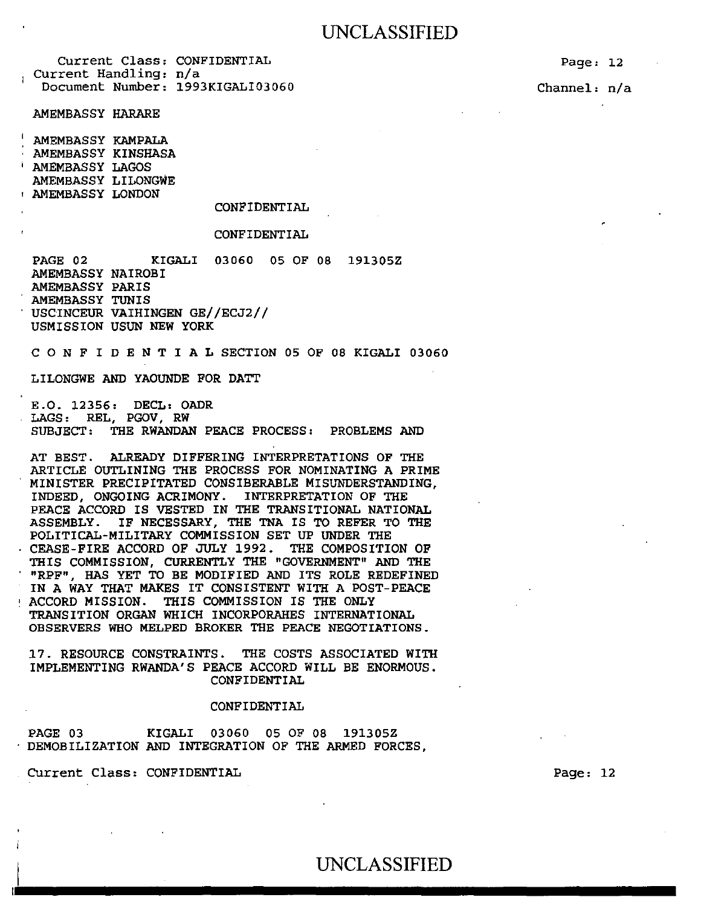Current Class: CONFIDENTIAL
Current Handling: n/a
Document Number: 1993KIGALI03060

Channel: n/a

AMEMBASSY HARARE

AMEMBASSY KAMPALA
AMEMBASSY KINSHASA
AMEMBASSY LAGOS
AMEMBASSY LILONGWE
AMEMBASSY LONDON

CONFIDENTIAL

CONFIDENTIAL

PAGE 02 KIGALI 03060 05 OF 08 191305Z
AMEMBASSY NAIROBI
AMEMBASSY PARIS
AMEMBASSY TUNIS
USCINCEUR VAIHINGEN GE//ECJ2//
USMISSION USUN NEW YORK

C O N F I D E N T I A L SECTION 05 OF 08 KIGALI 03060

LILONGWE AND YAOUNDE FOR DATT

E.O. 12356: DECL: OADR
LAGS: REL, PGOV, RW
SUBJECT: THE RWANDAN PEACE PROCESS: PROBLEMS AND

AT BEST. ALREADY DIFFERING INTERPRETATIONS OF THE ARTICLE OUTLINING THE PROCESS FOR NOMINATING A PRIME MINISTER PRECIPITATED CONSIBERABLE MISUNDERSTANDING, INDEED, ONGOING ACRIMONY. INTERPRETATION OF THE PEACE ACCORD IS VESTED IN THE TRANSITIONAL NATIONAL ASSEMBLY. IF NECESSARY, THE TNA IS TO REFER TO THE POLITICAL-MILITARY COMMISSION SET UP UNDER THE CEASE-FIRE ACCORD OF JULY 1992. THE COMPOSITION OF THIS COMMISSION, CURRENTLY THE "GOVERNMENT" AND THE "RPF", HAS YET TO BE MODIFIED AND ITS ROLE REDEFINED IN A WAY THAT MAKES IT CONSISTENT WITH A POST-PEACE ACCORD MISSION. THIS COMMISSION IS THE ONLY TRANSITION ORGAN WHICH INCORPORAHES INTERNATIONAL OBSERVERS WHO MELPED BROKER THE PEACE NEGOTIATIONS.

17. RESOURCE CONSTRAINTS. THE COSTS ASSOCIATED WITH IMPLEMENTING RWANDA'S PEACE ACCORD WILL BE ENORMOUS.

CONFIDENTIAL

CONFIDENTIAL

PAGE 03 KIGALI 03060 05 OF 08 191305Z
DEMOBILIZATION AND INTEGRATION OF THE ARMED FORCES,

Current Class: CONFIDENTIAL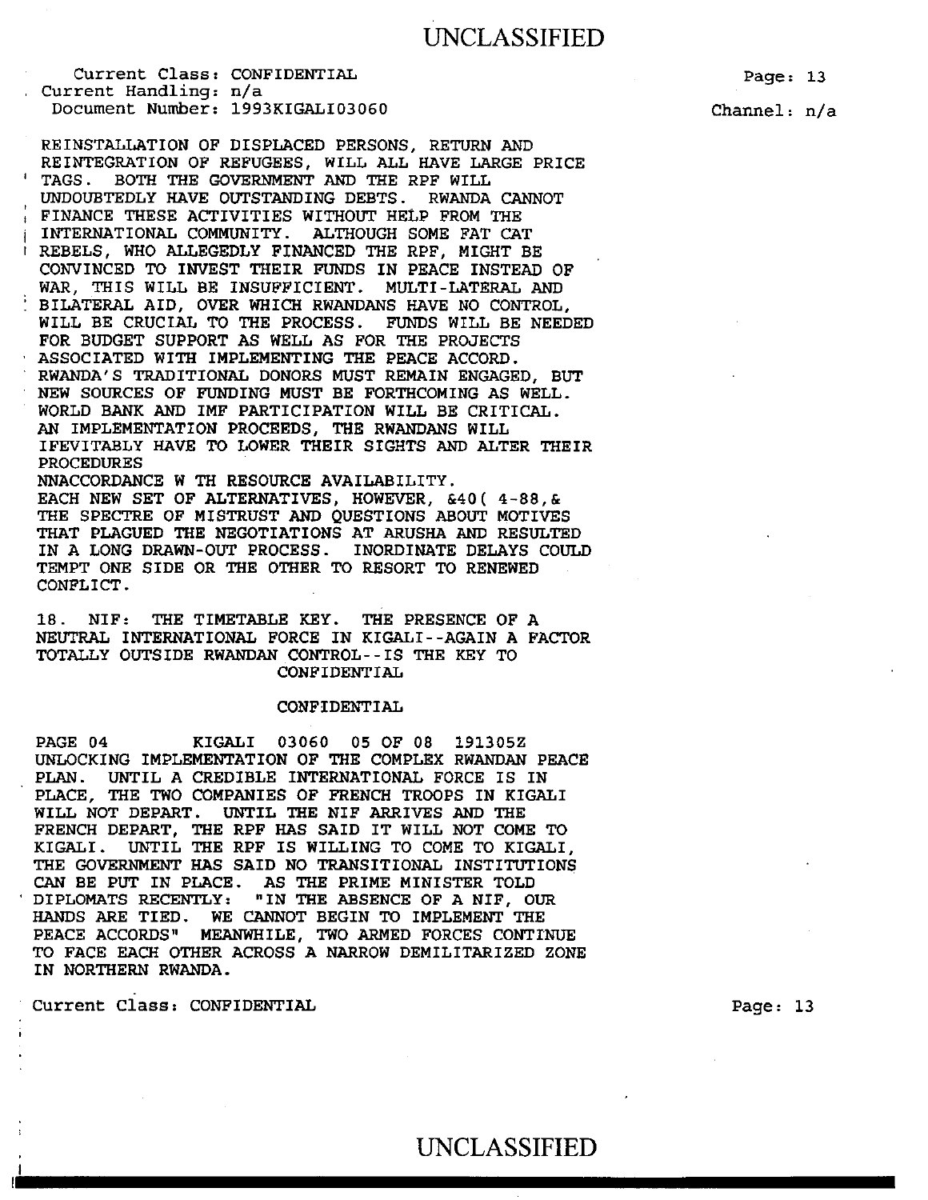Current Class: CONFIDENTIAL
Current Handling: n/a
Document Number: 1993KIGALI03060

Channel: n/a

REINSTALLATION OF DISPLACED PERSONS, RETURN AND REINTEGRATION OF REFUGEES, WILL ALL HAVE LARGE PRICE TAGS. BOTH THE GOVERNMENT AND THE RPF WILL UNDOUBTEDLY HAVE OUTSTANDING DEBTS. RWANDA CANNOT FINANCE THESE ACTIVITIES WITHOUT HELP FROM THE INTERNATIONAL COMMUNITY. ALTHOUGH SOME FAT CAT REBELS, WHO ALLEGEDLY FINANCED THE RPF, MIGHT BE CONVINCED TO INVEST THEIR FUNDS IN PEACE INSTEAD OF WAR, THIS WILL BE INSUFFICIENT. MULTI-LATERAL AND BILATERAL AID, OVER WHICH RWANDANS HAVE NO CONTROL, WILL BE CRUCIAL TO THE PROCESS. FUNDS WILL BE NEEDED FOR BUDGET SUPPORT AS WELL AS FOR THE PROJECTS ASSOCIATED WITH IMPLEMENTING THE PEACE ACCORD. RWANDA'S TRADITIONAL DONORS MUST REMAIN ENGAGED, BUT NEW SOURCES OF FUNDING MUST BE FORTHCOMING AS WELL. WORLD BANK AND IMF PARTICIPATION WILL BE CRITICAL. AN IMPLEMENTATION PROCEEDS, THE RWANDANS WILL IFEVITABLY HAVE TO LOWER THEIR SIGHTS AND ALTER THEIR PROCEDURES
NNACCORDANCE W TH RESOURCE AVAILABILITY.
EACH NEW SET OF ALTERNATIVES, HOWEVER, &40( 4-88,& THE SPECTRE OF MISTRUST AND QUESTIONS ABOUT MOTIVES THAT PLAGUED THE NEGOTIATIONS AT ARUSHA AND RESULTED IN A LONG DRAWN-OUT PROCESS. INORDINATE DELAYS COULD TEMPT ONE SIDE OR THE OTHER TO RESORT TO RENEWED CONFLICT.

18. NIF: THE TIMETABLE KEY. THE PRESENCE OF A NEUTRAL INTERNATIONAL FORCE IN KIGALI--AGAIN A FACTOR TOTALLY OUTSIDE RWANDAN CONTROL--IS THE KEY TO
CONFIDENTIAL

CONFIDENTIAL

PAGE 04 KIGALI 03060 05 OF 08 191305Z
UNLOCKING IMPLEMENTATION OF THE COMPLEX RWANDAN PEACE PLAN. UNTIL A CREDIBLE INTERNATIONAL FORCE IS IN PLACE, THE TWO COMPANIES OF FRENCH TROOPS IN KIGALI WILL NOT DEPART. UNTIL THE NIF ARRIVES AND THE FRENCH DEPART, THE RPF HAS SAID IT WILL NOT COME TO KIGALI. UNTIL THE RPF IS WILLING TO COME TO KIGALI, THE GOVERNMENT HAS SAID NO TRANSITIONAL INSTITUTIONS CAN BE PUT IN PLACE. AS THE PRIME MINISTER TOLD DIPLOMATS RECENTLY: "IN THE ABSENCE OF A NIF, OUR HANDS ARE TIED. WE CANNOT BEGIN TO IMPLEMENT THE PEACE ACCORDS" MEANWHILE, TWO ARMED FORCES CONTINUE TO FACE EACH OTHER ACROSS A NARROW DEMILITARIZED ZONE IN NORTHERN RWANDA.

Current Class: CONFIDENTIAL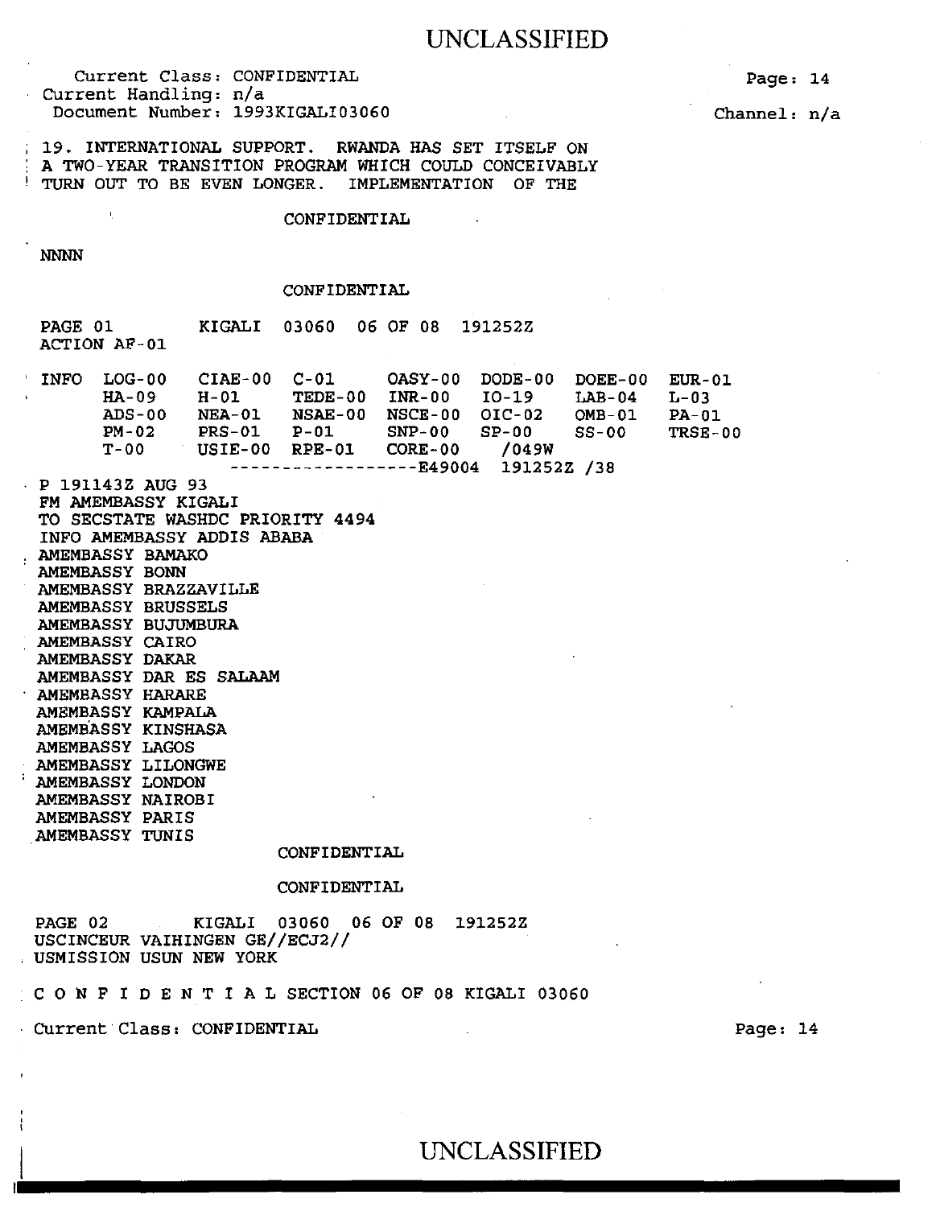Current Class: CONFIDENTIAL
Current Handling: n/a
Document Number: 1993KIGALI03060

Channel: n/a

19. INTERNATIONAL SUPPORT. RWANDA HAS SET ITSELF ON A TWO-YEAR TRANSITION PROGRAM WHICH COULD CONCEIVABLY TURN OUT TO BE EVEN LONGER. IMPLEMENTATION OF THE

CONFIDENTIAL

NNNN

CONFIDENTIAL

PAGE 01 KIGALI 03060 06 OF 08 191252Z
ACTION AF-01

```
INFO  LOG-00   CIAE-00  C-01     OASY-00  DODE-00  DOEE-00  EUR-01
      HA-09    H-01     TEDE-00  INR-00   IO-19    LAB-04   L-03
      ADS-00   NEA-01   NSAE-00  NSCE-00  OIC-02   OMB-01   PA-01
      PM-02    PRS-01   P-01     SNP-00   SP-00    SS-00    TRSE-00
      T-00     USIE-00  RPE-01   CORE-00  /049W
                ------------------E49004  191252Z /38
```

P 191143Z AUG 93
FM AMEMBASSY KIGALI
TO SECSTATE WASHDC PRIORITY 4494
INFO AMEMBASSY ADDIS ABABA
AMEMBASSY BAMAKO
AMEMBASSY BONN
AMEMBASSY BRAZZAVILLE
AMEMBASSY BRUSSELS
AMEMBASSY BUJUMBURA
AMEMBASSY CAIRO
AMEMBASSY DAKAR
AMEMBASSY DAR ES SALAAM
AMEMBASSY HARARE
AMEMBASSY KAMPALA
AMEMBASSY KINSHASA
AMEMBASSY LAGOS
AMEMBASSY LILONGWE
AMEMBASSY LONDON
AMEMBASSY NAIROBI
AMEMBASSY PARIS
AMEMBASSY TUNIS

CONFIDENTIAL

CONFIDENTIAL

PAGE 02 KIGALI 03060 06 OF 08 191252Z
USCINCEUR VAIHINGEN GE//ECJ2//
USMISSION USUN NEW YORK

C O N F I D E N T I A L SECTION 06 OF 08 KIGALI 03060

Current Class: CONFIDENTIAL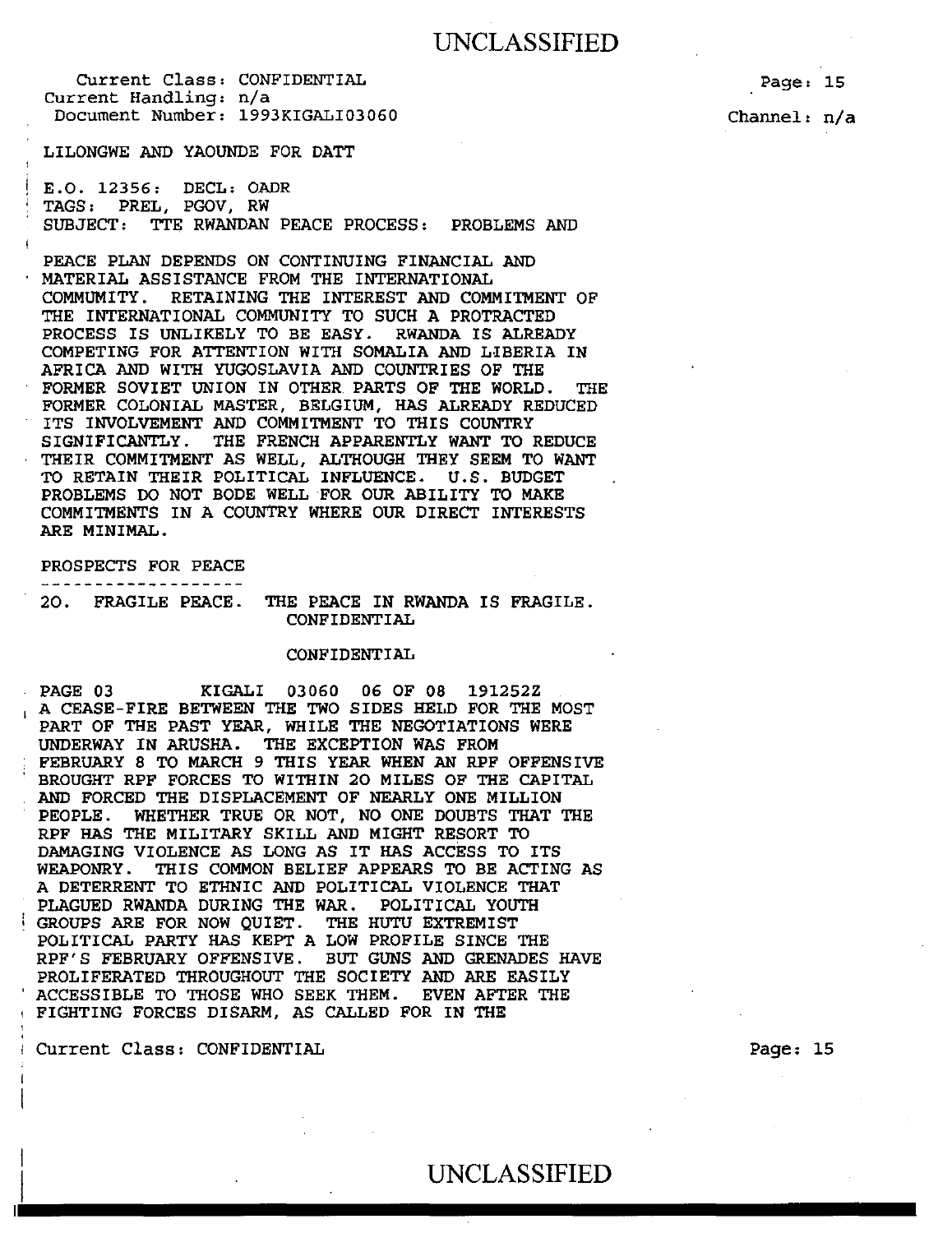Current Class: CONFIDENTIAL
Current Handling: n/a
Document Number: 1993KIGALI03060

Channel: n/a

LILONGWE AND YAOUNDE FOR DATT

E.O. 12356: DECL: OADR
TAGS: PREL, PGOV, RW
SUBJECT: TTE RWANDAN PEACE PROCESS: PROBLEMS AND

PEACE PLAN DEPENDS ON CONTINUING FINANCIAL AND MATERIAL ASSISTANCE FROM THE INTERNATIONAL COMMUMITY. RETAINING THE INTEREST AND COMMITMENT OF THE INTERNATIONAL COMMUNITY TO SUCH A PROTRACTED PROCESS IS UNLIKELY TO BE EASY. RWANDA IS ALREADY COMPETING FOR ATTENTION WITH SOMALIA AND LIBERIA IN AFRICA AND WITH YUGOSLAVIA AND COUNTRIES OF THE FORMER SOVIET UNION IN OTHER PARTS OF THE WORLD. THE FORMER COLONIAL MASTER, BELGIUM, HAS ALREADY REDUCED ITS INVOLVEMENT AND COMMITMENT TO THIS COUNTRY SIGNIFICANTLY. THE FRENCH APPARENTLY WANT TO REDUCE THEIR COMMITMENT AS WELL, ALTHOUGH THEY SEEM TO WANT TO RETAIN THEIR POLITICAL INFLUENCE. U.S. BUDGET PROBLEMS DO NOT BODE WELL FOR OUR ABILITY TO MAKE COMMITMENTS IN A COUNTRY WHERE OUR DIRECT INTERESTS ARE MINIMAL.

PROSPECTS FOR PEACE
-------------------

20. FRAGILE PEACE. THE PEACE IN RWANDA IS FRAGILE.
CONFIDENTIAL

CONFIDENTIAL

PAGE 03 KIGALI 03060 06 OF 08 191252Z
A CEASE-FIRE BETWEEN THE TWO SIDES HELD FOR THE MOST PART OF THE PAST YEAR, WHILE THE NEGOTIATIONS WERE UNDERWAY IN ARUSHA. THE EXCEPTION WAS FROM FEBRUARY 8 TO MARCH 9 THIS YEAR WHEN AN RPF OFFENSIVE BROUGHT RPF FORCES TO WITHIN 20 MILES OF THE CAPITAL AND FORCED THE DISPLACEMENT OF NEARLY ONE MILLION PEOPLE. WHETHER TRUE OR NOT, NO ONE DOUBTS THAT THE RPF HAS THE MILITARY SKILL AND MIGHT RESORT TO DAMAGING VIOLENCE AS LONG AS IT HAS ACCESS TO ITS WEAPONRY. THIS COMMON BELIEF APPEARS TO BE ACTING AS A DETERRENT TO ETHNIC AND POLITICAL VIOLENCE THAT PLAGUED RWANDA DURING THE WAR. POLITICAL YOUTH GROUPS ARE FOR NOW QUIET. THE HUTU EXTREMIST POLITICAL PARTY HAS KEPT A LOW PROFILE SINCE THE RPF'S FEBRUARY OFFENSIVE. BUT GUNS AND GRENADES HAVE PROLIFERATED THROUGHOUT THE SOCIETY AND ARE EASILY ACCESSIBLE TO THOSE WHO SEEK THEM. EVEN AFTER THE FIGHTING FORCES DISARM, AS CALLED FOR IN THE

Current Class: CONFIDENTIAL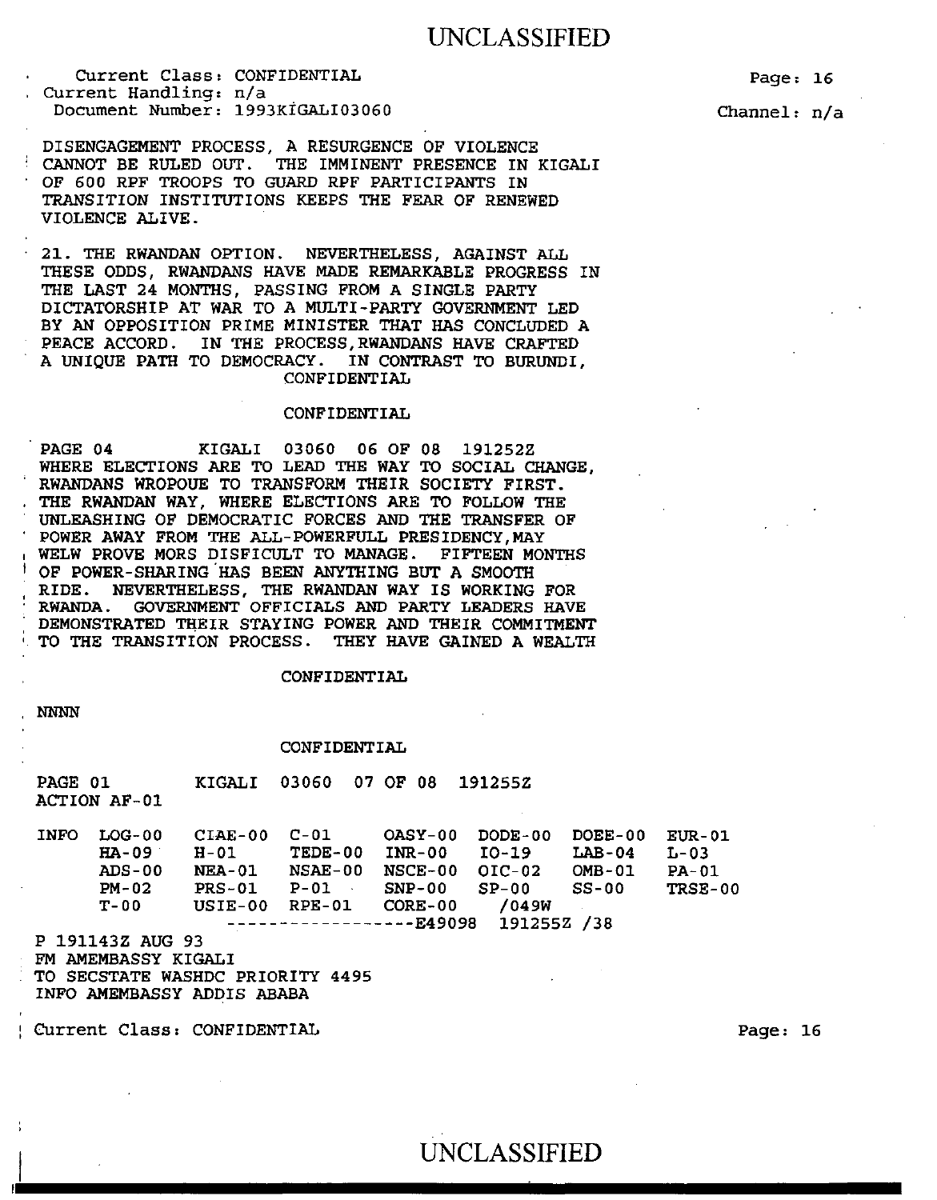Current Class: CONFIDENTIAL
Current Handling: n/a
Document Number: 1993KIGALI03060

Channel: n/a

DISENGAGEMENT PROCESS, A RESURGENCE OF VIOLENCE CANNOT BE RULED OUT. THE IMMINENT PRESENCE IN KIGALI OF 600 RPF TROOPS TO GUARD RPF PARTICIPANTS IN TRANSITION INSTITUTIONS KEEPS THE FEAR OF RENEWED VIOLENCE ALIVE.

21. THE RWANDAN OPTION. NEVERTHELESS, AGAINST ALL THESE ODDS, RWANDANS HAVE MADE REMARKABLE PROGRESS IN THE LAST 24 MONTHS, PASSING FROM A SINGLE PARTY DICTATORSHIP AT WAR TO A MULTI-PARTY GOVERNMENT LED BY AN OPPOSITION PRIME MINISTER THAT HAS CONCLUDED A PEACE ACCORD. IN THE PROCESS,RWANDANS HAVE CRAFTED A UNIQUE PATH TO DEMOCRACY. IN CONTRAST TO BURUNDI,

CONFIDENTIAL

CONFIDENTIAL

PAGE 04 KIGALI 03060 06 OF 08 191252Z

WHERE ELECTIONS ARE TO LEAD THE WAY TO SOCIAL CHANGE, RWANDANS WROPOUE TO TRANSFORM THEIR SOCIETY FIRST. THE RWANDAN WAY, WHERE ELECTIONS ARE TO FOLLOW THE UNLEASHING OF DEMOCRATIC FORCES AND THE TRANSFER OF POWER AWAY FROM THE ALL-POWERFULL PRESIDENCY,MAY WELW PROVE MORS DISFICULT TO MANAGE. FIFTEEN MONTHS OF POWER-SHARING HAS BEEN ANYTHING BUT A SMOOTH RIDE. NEVERTHELESS, THE RWANDAN WAY IS WORKING FOR RWANDA. GOVERNMENT OFFICIALS AND PARTY LEADERS HAVE DEMONSTRATED THEIR STAYING POWER AND THEIR COMMITMENT TO THE TRANSITION PROCESS. THEY HAVE GAINED A WEALTH

CONFIDENTIAL

NNNN

CONFIDENTIAL

PAGE 01 KIGALI 03060 07 OF 08 191255Z
ACTION AF-01

```
INFO  LOG-00   CIAE-00  C-01     OASY-00  DODE-00  DOEE-00  EUR-01
      HA-09    H-01     TEDE-00  INR-00   IO-19    LAB-04   L-03
      ADS-00   NEA-01   NSAE-00  NSCE-00  OIC-02   OMB-01   PA-01
      PM-02    PRS-01   P-01     SNP-00   SP-00    SS-00    TRSE-00
      T-00     USIE-00  RPE-01   CORE-00   /049W
                      ------------------E49098  191255Z /38
```

P 191143Z AUG 93
FM AMEMBASSY KIGALI
TO SECSTATE WASHDC PRIORITY 4495
INFO AMEMBASSY ADDIS ABABA

Current Class: CONFIDENTIAL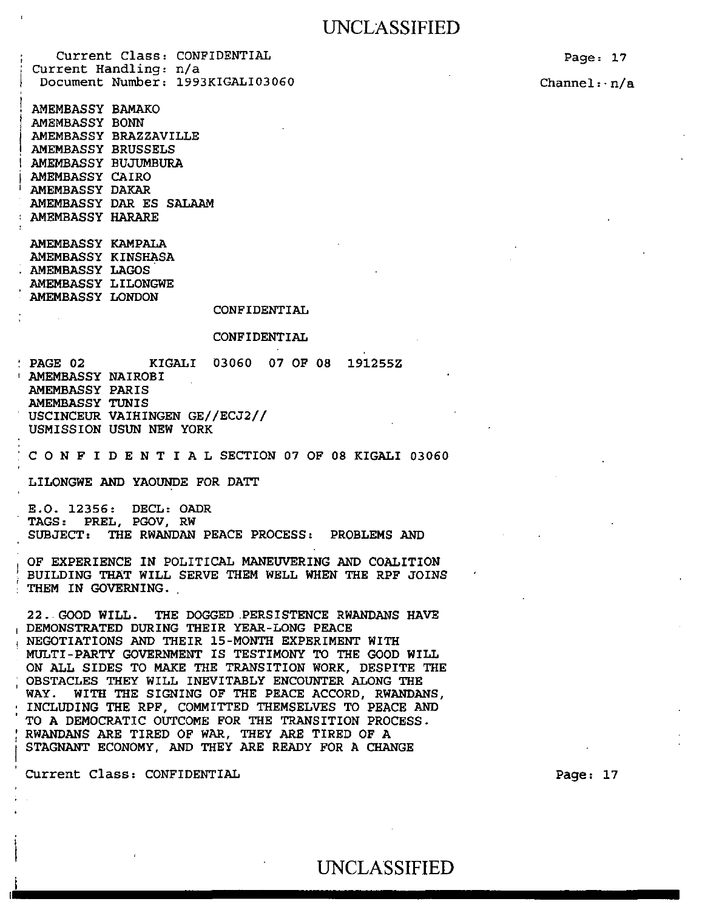Current Class: CONFIDENTIAL
Current Handling: n/a
Document Number: 1993KIGALI03060

Channel: n/a

AMEMBASSY BAMAKO
AMEMBASSY BONN
AMEMBASSY BRAZZAVILLE
AMEMBASSY BRUSSELS
AMEMBASSY BUJUMBURA
AMEMBASSY CAIRO
AMEMBASSY DAKAR
AMEMBASSY DAR ES SALAAM
AMEMBASSY HARARE

AMEMBASSY KAMPALA
AMEMBASSY KINSHASA
AMEMBASSY LAGOS
AMEMBASSY LILONGWE
AMEMBASSY LONDON

CONFIDENTIAL

CONFIDENTIAL

PAGE 02 KIGALI 03060 07 OF 08 191255Z
AMEMBASSY NAIROBI
AMEMBASSY PARIS
AMEMBASSY TUNIS
USCINCEUR VAIHINGEN GE//ECJ2//
USMISSION USUN NEW YORK

C O N F I D E N T I A L SECTION 07 OF 08 KIGALI 03060

LILONGWE AND YAOUNDE FOR DATT

E.O. 12356: DECL: OADR
TAGS: PREL, PGOV, RW
SUBJECT: THE RWANDAN PEACE PROCESS: PROBLEMS AND

OF EXPERIENCE IN POLITICAL MANEUVERING AND COALITION BUILDING THAT WILL SERVE THEM WELL WHEN THE RPF JOINS THEM IN GOVERNING.

22. GOOD WILL. THE DOGGED PERSISTENCE RWANDANS HAVE DEMONSTRATED DURING THEIR YEAR-LONG PEACE NEGOTIATIONS AND THEIR 15-MONTH EXPERIMENT WITH MULTI-PARTY GOVERNMENT IS TESTIMONY TO THE GOOD WILL ON ALL SIDES TO MAKE THE TRANSITION WORK, DESPITE THE OBSTACLES THEY WILL INEVITABLY ENCOUNTER ALONG THE WAY. WITH THE SIGNING OF THE PEACE ACCORD, RWANDANS, INCLUDING THE RPF, COMMITTED THEMSELVES TO PEACE AND TO A DEMOCRATIC OUTCOME FOR THE TRANSITION PROCESS. RWANDANS ARE TIRED OF WAR, THEY ARE TIRED OF A STAGNANT ECONOMY, AND THEY ARE READY FOR A CHANGE

Current Class: CONFIDENTIAL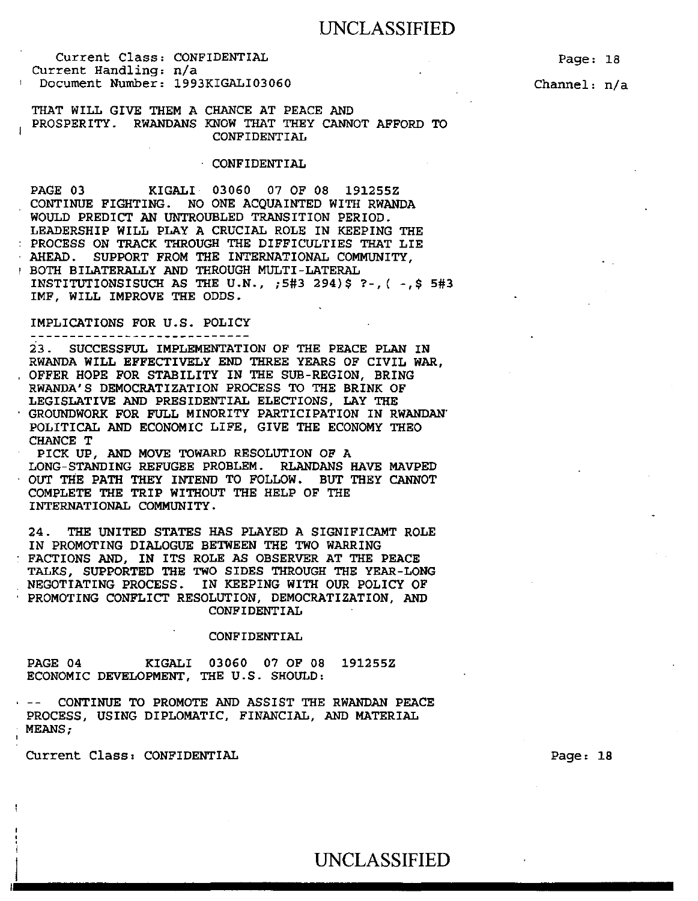Current Class: CONFIDENTIAL
Current Handling: n/a
Document Number: 1993KIGALI03060

Channel: n/a

THAT WILL GIVE THEM A CHANCE AT PEACE AND PROSPERITY. RWANDANS KNOW THAT THEY CANNOT AFFORD TO

CONFIDENTIAL

CONFIDENTIAL

PAGE 03 KIGALI 03060 07 OF 08 191255Z

CONTINUE FIGHTING. NO ONE ACQUAINTED WITH RWANDA WOULD PREDICT AN UNTROUBLED TRANSITION PERIOD. LEADERSHIP WILL PLAY A CRUCIAL ROLE IN KEEPING THE PROCESS ON TRACK THROUGH THE DIFFICULTIES THAT LIE AHEAD. SUPPORT FROM THE INTERNATIONAL COMMUNITY, BOTH BILATERALLY AND THROUGH MULTI-LATERAL INSTITUTIONSISUCH AS THE U.N., ;5#3 294)$ ?-,( -,$ 5#3 IMF, WILL IMPROVE THE ODDS.

IMPLICATIONS FOR U.S. POLICY

---------------------------

23. SUCCESSFUL IMPLEMENTATION OF THE PEACE PLAN IN RWANDA WILL EFFECTIVELY END THREE YEARS OF CIVIL WAR, OFFER HOPE FOR STABILITY IN THE SUB-REGION, BRING RWANDA'S DEMOCRATIZATION PROCESS TO THE BRINK OF LEGISLATIVE AND PRESIDENTIAL ELECTIONS, LAY THE GROUNDWORK FOR FULL MINORITY PARTICIPATION IN RWANDAN POLITICAL AND ECONOMIC LIFE, GIVE THE ECONOMY THEO CHANCE T PICK UP, AND MOVE TOWARD RESOLUTION OF A LONG-STANDING REFUGEE PROBLEM. RLANDANS HAVE MAVPED OUT THE PATH THEY INTEND TO FOLLOW. BUT THEY CANNOT COMPLETE THE TRIP WITHOUT THE HELP OF THE INTERNATIONAL COMMUNITY.

24. THE UNITED STATES HAS PLAYED A SIGNIFICAMT ROLE IN PROMOTING DIALOGUE BETWEEN THE TWO WARRING FACTIONS AND, IN ITS ROLE AS OBSERVER AT THE PEACE TALKS, SUPPORTED THE TWO SIDES THROUGH THE YEAR-LONG NEGOTIATING PROCESS. IN KEEPING WITH OUR POLICY OF PROMOTING CONFLICT RESOLUTION, DEMOCRATIZATION, AND

CONFIDENTIAL

CONFIDENTIAL

PAGE 04 KIGALI 03060 07 OF 08 191255Z

ECONOMIC DEVELOPMENT, THE U.S. SHOULD:

-- CONTINUE TO PROMOTE AND ASSIST THE RWANDAN PEACE PROCESS, USING DIPLOMATIC, FINANCIAL, AND MATERIAL MEANS;

Current Class: CONFIDENTIAL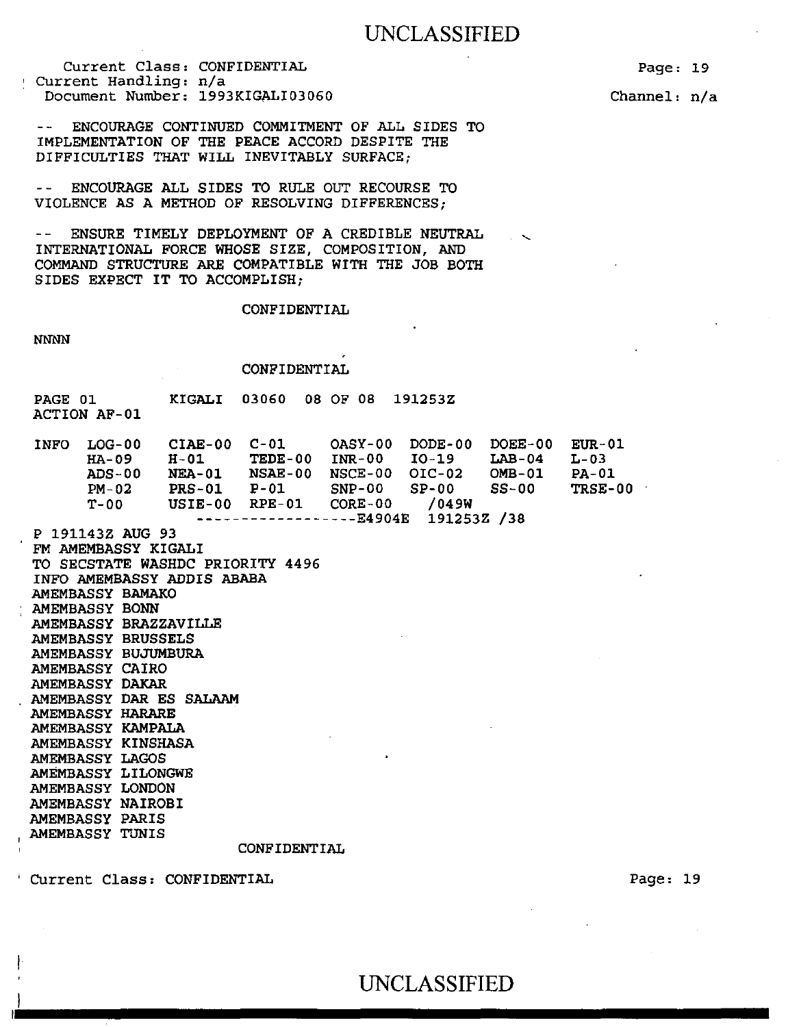Current Class: CONFIDENTIAL
Current Handling: n/a
Document Number: 1993KIGALI03060

Channel: n/a

-- ENCOURAGE CONTINUED COMMITMENT OF ALL SIDES TO IMPLEMENTATION OF THE PEACE ACCORD DESPITE THE DIFFICULTIES THAT WILL INEVITABLY SURFACE;

-- ENCOURAGE ALL SIDES TO RULE OUT RECOURSE TO VIOLENCE AS A METHOD OF RESOLVING DIFFERENCES;

-- ENSURE TIMELY DEPLOYMENT OF A CREDIBLE NEUTRAL INTERNATIONAL FORCE WHOSE SIZE, COMPOSITION, AND COMMAND STRUCTURE ARE COMPATIBLE WITH THE JOB BOTH SIDES EXPECT IT TO ACCOMPLISH;

CONFIDENTIAL

NNNN

CONFIDENTIAL

```
PAGE 01        KIGALI  03060  08 OF 08  191253Z
ACTION AF-01

INFO  LOG-00   CIAE-00  C-01     OASY-00  DODE-00  DOEE-00  EUR-01
      HA-09    H-01     TEDE-00  INR-00   IO-19    LAB-04   L-03
      ADS-00   NEA-01   NSAE-00  NSCE-00  OIC-02   OMB-01   PA-01
      PM-02    PRS-01   P-01     SNP-00   SP-00    SS-00    TRSE-00
      T-00     USIE-00  RPE-01   CORE-00   /049W
                  ------------------E4904E  191253Z /38
P 191143Z AUG 93
FM AMEMBASSY KIGALI
TO SECSTATE WASHDC PRIORITY 4496
INFO AMEMBASSY ADDIS ABABA
AMEMBASSY BAMAKO
AMEMBASSY BONN
AMEMBASSY BRAZZAVILLE
AMEMBASSY BRUSSELS
AMEMBASSY BUJUMBURA
AMEMBASSY CAIRO
AMEMBASSY DAKAR
AMEMBASSY DAR ES SALAAM
AMEMBASSY HARARE
AMEMBASSY KAMPALA
AMEMBASSY KINSHASA
AMEMBASSY LAGOS
AMEMBASSY LILONGWE
AMEMBASSY LONDON
AMEMBASSY NAIROBI
AMEMBASSY PARIS
AMEMBASSY TUNIS
```

CONFIDENTIAL

Current Class: CONFIDENTIAL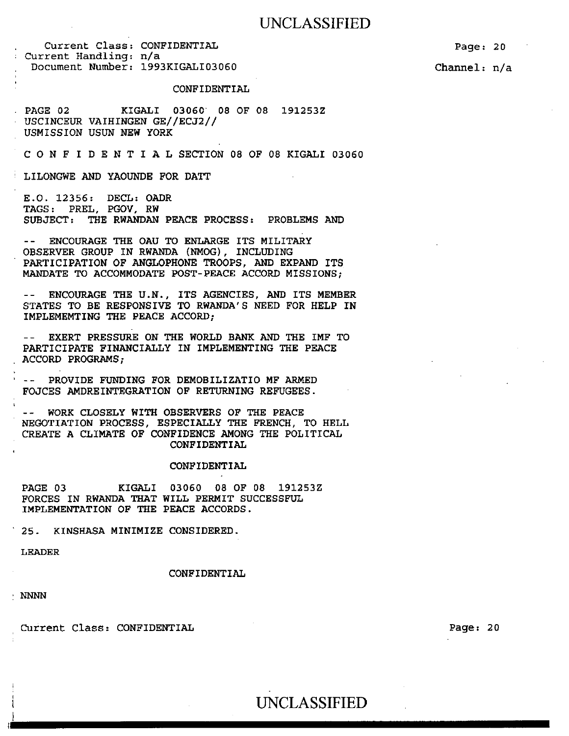Current Class: CONFIDENTIAL
Current Handling: n/a
Document Number: 1993KIGALI03060

Channel: n/a

CONFIDENTIAL

PAGE 02 KIGALI 03060 08 OF 08 191253Z
USCINCEUR VAIHINGEN GE//ECJ2//
USMISSION USUN NEW YORK

C O N F I D E N T I A L SECTION 08 OF 08 KIGALI 03060

LILONGWE AND YAOUNDE FOR DATT

E.O. 12356: DECL: OADR
TAGS: PREL, PGOV, RW
SUBJECT: THE RWANDAN PEACE PROCESS: PROBLEMS AND

-- ENCOURAGE THE OAU TO ENLARGE ITS MILITARY OBSERVER GROUP IN RWANDA (NMOG), INCLUDING PARTICIPATION OF ANGLOPHONE TROOPS, AND EXPAND ITS MANDATE TO ACCOMMODATE POST-PEACE ACCORD MISSIONS;

-- ENCOURAGE THE U.N., ITS AGENCIES, AND ITS MEMBER STATES TO BE RESPONSIVE TO RWANDA'S NEED FOR HELP IN IMPLEMEMTING THE PEACE ACCORD;

-- EXERT PRESSURE ON THE WORLD BANK AND THE IMF TO PARTICIPATE FINANCIALLY IN IMPLEMENTING THE PEACE ACCORD PROGRAMS;

-- PROVIDE FUNDING FOR DEMOBILIZATIO MF ARMED FOJCES AMDREINTEGRATION OF RETURNING REFUGEES.

-- WORK CLOSELY WITH OBSERVERS OF THE PEACE NEGOTIATION PROCESS, ESPECIALLY THE FRENCH, TO HELL CREATE A CLIMATE OF CONFIDENCE AMONG THE POLITICAL

CONFIDENTIAL

CONFIDENTIAL

PAGE 03 KIGALI 03060 08 OF 08 191253Z
FORCES IN RWANDA THAT WILL PERMIT SUCCESSFUL IMPLEMENTATION OF THE PEACE ACCORDS.

25. KINSHASA MINIMIZE CONSIDERED.

LEADER

CONFIDENTIAL

NNNN

Current Class: CONFIDENTIAL